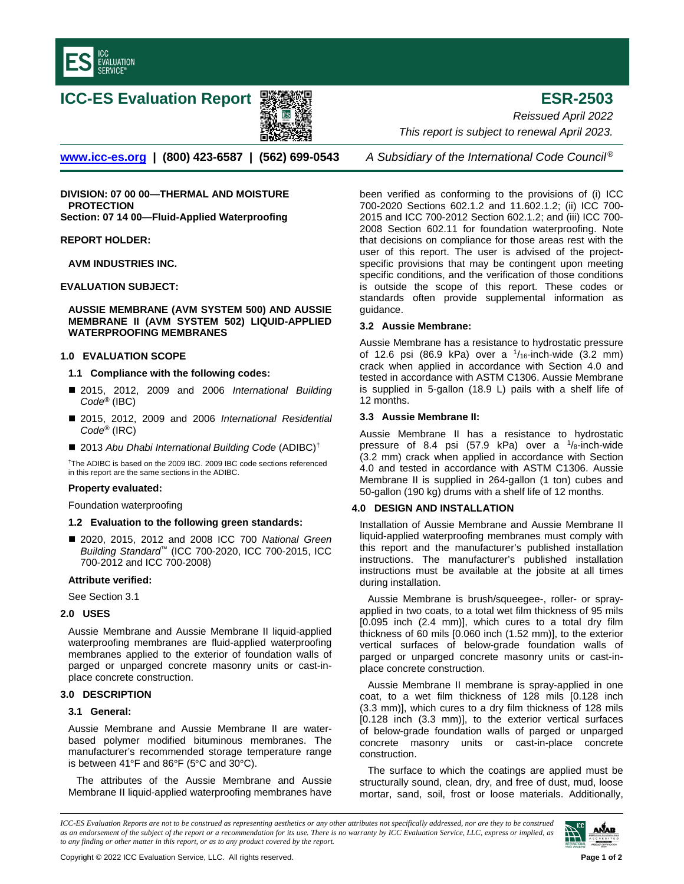# ICC-ES Evaluation Report

# ESR-2503

*Reissued April 2022*

*This report is subject to renewal April 2023.*

www.icc-es.org | (800) 423-6587 | (562) 699-0543 *A Subsidiary of the International Code Council®*

**DIVISION: 07 00 00—THERMAL AND MOISTURE PROTECTION**

**Section: 07 14 00—Fluid-Applied Waterproofing**

**REPORT HOLDER:**

**AVM INDUSTRIES INC.**

**EVALUATION SUBJECT:**

**AUSSIE MEMBRANE (AVM SYSTEM 500) AND AUSSIE MEMBRANE II (AVM SYSTEM 502) LIQUID-APPLIED WATERPROOFING MEMBRANES**

## 1.0 EVALUATION SCOPE

### 1.1 Compliance with the following codes:

- 2015, 2012, 2009 and 2006 *International Building Code®* (IBC)
- 2015, 2012, 2009 and 2006 *International Residential Code®* (IRC)
- 2013 *Abu Dhabi International Building Code* (ADIBC)†

†The ADIBC is based on the 2009 IBC. 2009 IBC code sections referenced in this report are the same sections in the ADIBC.

**Property evaluated:**

Foundation waterproofing

### 1.2 Evaluation to the following green standards:

- 2020, 2015, 2012 and 2008 ICC 700 *National Green Building Standard™* (ICC 700-2020, ICC 700-2015, ICC 700-2012 and ICC 700-2008)

**Attribute verified:**

See Section 3.1

## 2.0 USES

Aussie Membrane and Aussie Membrane II liquid-applied waterproofing membranes are fluid-applied waterproofing membranes applied to the exterior of foundation walls of parged or unparged concrete masonry units or cast-in-place concrete construction.

## 3.0 DESCRIPTION

### 3.1 General:

Aussie Membrane and Aussie Membrane II are water-based polymer modified bituminous membranes. The manufacturer's recommended storage temperature range is between 41°F and 86°F (5°C and 30°C).

The attributes of the Aussie Membrane and Aussie Membrane II liquid-applied waterproofing membranes have been verified as conforming to the provisions of (i) ICC 700-2020 Sections 602.1.2 and 11.602.1.2; (ii) ICC 700-2015 and ICC 700-2012 Section 602.1.2; and (iii) ICC 700-2008 Section 602.11 for foundation waterproofing. Note that decisions on compliance for those areas rest with the user of this report. The user is advised of the project-specific provisions that may be contingent upon meeting specific conditions, and the verification of those conditions is outside the scope of this report. These codes or standards often provide supplemental information as guidance.

### 3.2 Aussie Membrane:

Aussie Membrane has a resistance to hydrostatic pressure of 12.6 psi (86.9 kPa) over a $^{1}/_{16}$-inch-wide (3.2 mm) crack when applied in accordance with Section 4.0 and tested in accordance with ASTM C1306. Aussie Membrane is supplied in 5-gallon (18.9 L) pails with a shelf life of 12 months.

### 3.3 Aussie Membrane II:

Aussie Membrane II has a resistance to hydrostatic pressure of 8.4 psi (57.9 kPa) over a $^{1}/_{8}$-inch-wide (3.2 mm) crack when applied in accordance with Section 4.0 and tested in accordance with ASTM C1306. Aussie Membrane II is supplied in 264-gallon (1 ton) cubes and 50-gallon (190 kg) drums with a shelf life of 12 months.

## 4.0 DESIGN AND INSTALLATION

Installation of Aussie Membrane and Aussie Membrane II liquid-applied waterproofing membranes must comply with this report and the manufacturer's published installation instructions. The manufacturer's published installation instructions must be available at the jobsite at all times during installation.

Aussie Membrane is brush/squeegee-, roller- or spray-applied in two coats, to a total wet film thickness of 95 mils [0.095 inch (2.4 mm)], which cures to a total dry film thickness of 60 mils [0.060 inch (1.52 mm)], to the exterior vertical surfaces of below-grade foundation walls of parged or unparged concrete masonry units or cast-in-place concrete construction.

Aussie Membrane II membrane is spray-applied in one coat, to a wet film thickness of 128 mils [0.128 inch (3.3 mm)], which cures to a dry film thickness of 128 mils [0.128 inch (3.3 mm)], to the exterior vertical surfaces of below-grade foundation walls of parged or unparged concrete masonry units or cast-in-place concrete construction.

The surface to which the coatings are applied must be structurally sound, clean, dry, and free of dust, mud, loose mortar, sand, soil, frost or loose materials. Additionally,

*ICC-ES Evaluation Reports are not to be construed as representing aesthetics or any other attributes not specifically addressed, nor are they to be construed as an endorsement of the subject of the report or a recommendation for its use. There is no warranty by ICC Evaluation Service, LLC, express or implied, as to any finding or other matter in this report, or as to any product covered by the report.*

Copyright © 2022 ICC Evaluation Service, LLC. All rights reserved.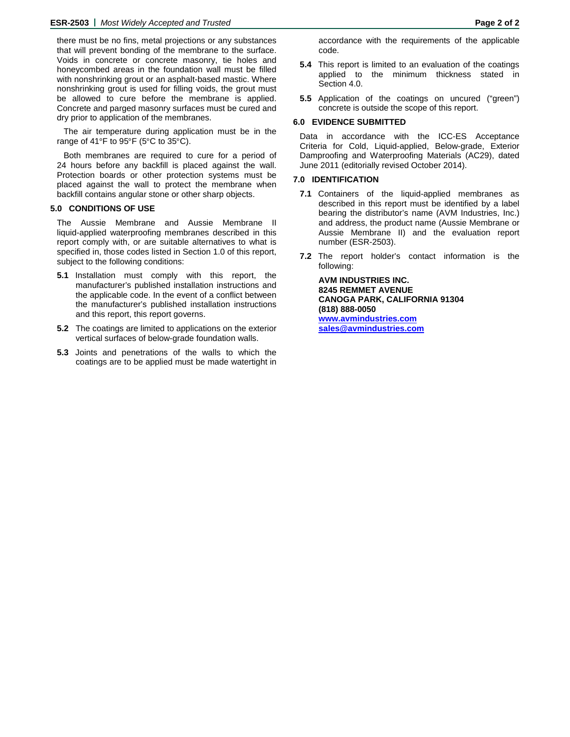there must be no fins, metal projections or any substances that will prevent bonding of the membrane to the surface. Voids in concrete or concrete masonry, tie holes and honeycombed areas in the foundation wall must be filled with nonshrinking grout or an asphalt-based mastic. Where nonshrinking grout is used for filling voids, the grout must be allowed to cure before the membrane is applied. Concrete and parged masonry surfaces must be cured and dry prior to application of the membranes.

The air temperature during application must be in the range of 41°F to 95°F (5°C to 35°C).

Both membranes are required to cure for a period of 24 hours before any backfill is placed against the wall. Protection boards or other protection systems must be placed against the wall to protect the membrane when backfill contains angular stone or other sharp objects.

## 5.0 CONDITIONS OF USE

The Aussie Membrane and Aussie Membrane II liquid-applied waterproofing membranes described in this report comply with, or are suitable alternatives to what is specified in, those codes listed in Section 1.0 of this report, subject to the following conditions:

**5.1** Installation must comply with this report, the manufacturer's published installation instructions and the applicable code. In the event of a conflict between the manufacturer's published installation instructions and this report, this report governs.

**5.2** The coatings are limited to applications on the exterior vertical surfaces of below-grade foundation walls.

**5.3** Joints and penetrations of the walls to which the coatings are to be applied must be made watertight in accordance with the requirements of the applicable code.

**5.4** This report is limited to an evaluation of the coatings applied to the minimum thickness stated in Section 4.0.

**5.5** Application of the coatings on uncured ("green") concrete is outside the scope of this report.

## 6.0 EVIDENCE SUBMITTED

Data in accordance with the ICC-ES Acceptance Criteria for Cold, Liquid-applied, Below-grade, Exterior Dampproofing and Waterproofing Materials (AC29), dated June 2011 (editorially revised October 2014).

## 7.0 IDENTIFICATION

**7.1** Containers of the liquid-applied membranes as described in this report must be identified by a label bearing the distributor's name (AVM Industries, Inc.) and address, the product name (Aussie Membrane or Aussie Membrane II) and the evaluation report number (ESR-2503).

**7.2** The report holder's contact information is the following:

**AVM INDUSTRIES INC.**
**8245 REMMET AVENUE**
**CANOGA PARK, CALIFORNIA 91304**
**(818) 888-0050**
**www.avmindustries.com**
**sales@avmindustries.com**